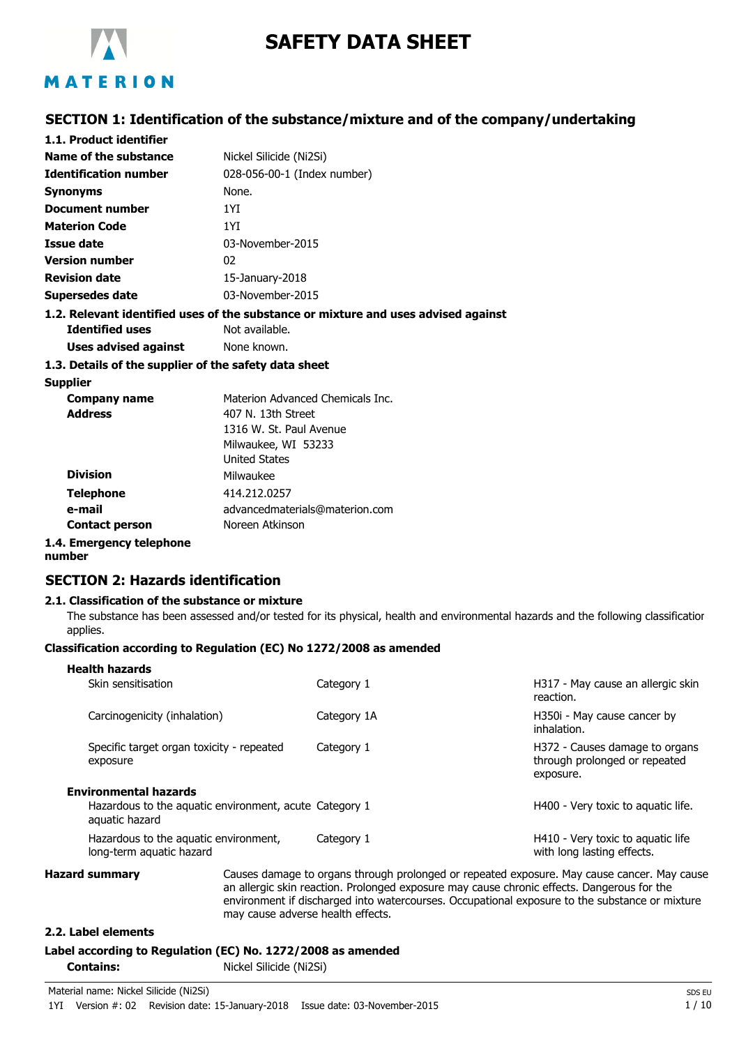# SAFETY DATA SHEET

## SECTION 1: Identification of the substance/mixture and of the company/undertaking

### 1.1. Product identifier

| | |
|---|---|
| **Name of the substance** | Nickel Silicide (Ni2Si) |
| **Identification number** | 028-056-00-1 (Index number) |
| **Synonyms** | None. |
| **Document number** | 1YI |
| **Materion Code** | 1YI |
| **Issue date** | 03-November-2015 |
| **Version number** | 02 |
| **Revision date** | 15-January-2018 |
| **Supersedes date** | 03-November-2015 |

### 1.2. Relevant identified uses of the substance or mixture and uses advised against

| | |
|---|---|
| **Identified uses** | Not available. |
| **Uses advised against** | None known. |

### 1.3. Details of the supplier of the safety data sheet

**Supplier**

| | |
|---|---|
| **Company name** | Materion Advanced Chemicals Inc. |
| **Address** | 407 N. 13th Street<br>1316 W. St. Paul Avenue<br>Milwaukee, WI 53233<br>United States |
| **Division** | Milwaukee |
| **Telephone** | 414.212.0257 |
| **e-mail** | advancedmaterials@materion.com |
| **Contact person** | Noreen Atkinson |

### 1.4. Emergency telephone number

## SECTION 2: Hazards identification

### 2.1. Classification of the substance or mixture

The substance has been assessed and/or tested for its physical, health and environmental hazards and the following classification applies.

**Classification according to Regulation (EC) No 1272/2008 as amended**

| | | |
|---|---|---|
| **Health hazards** | | |
| Skin sensitisation | Category 1 | H317 - May cause an allergic skin reaction. |
| Carcinogenicity (inhalation) | Category 1A | H350i - May cause cancer by inhalation. |
| Specific target organ toxicity - repeated exposure | Category 1 | H372 - Causes damage to organs through prolonged or repeated exposure. |
| **Environmental hazards** | | |
| Hazardous to the aquatic environment, acute aquatic hazard | Category 1 | H400 - Very toxic to aquatic life. |
| Hazardous to the aquatic environment, long-term aquatic hazard | Category 1 | H410 - Very toxic to aquatic life with long lasting effects. |

**Hazard summary** Causes damage to organs through prolonged or repeated exposure. May cause cancer. May cause an allergic skin reaction. Prolonged exposure may cause chronic effects. Dangerous for the environment if discharged into watercourses. Occupational exposure to the substance or mixture may cause adverse health effects.

### 2.2. Label elements

**Label according to Regulation (EC) No. 1272/2008 as amended**

**Contains:** Nickel Silicide (Ni2Si)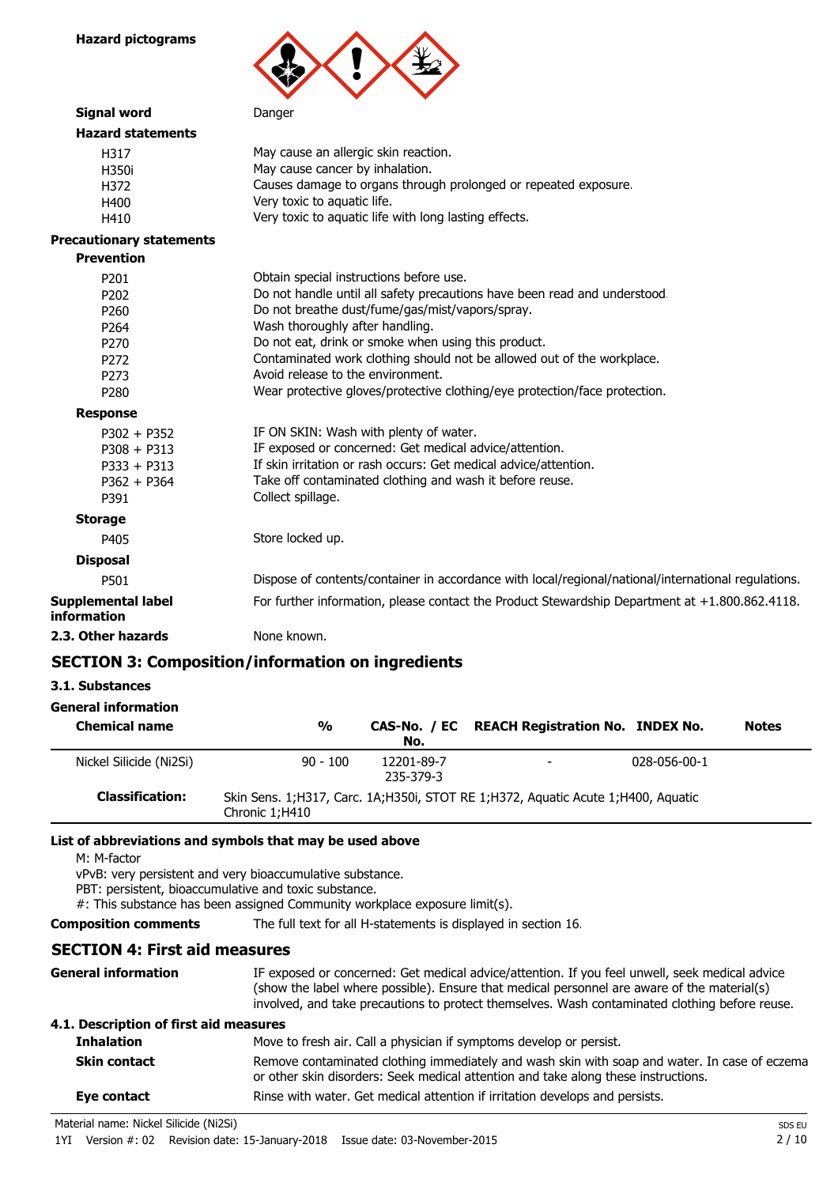**Hazard pictograms**

**Signal word** Danger

**Hazard statements**

| | |
|---|---|
| H317 | May cause an allergic skin reaction. |
| H350i | May cause cancer by inhalation. |
| H372 | Causes damage to organs through prolonged or repeated exposure. |
| H400 | Very toxic to aquatic life. |
| H410 | Very toxic to aquatic life with long lasting effects. |

**Precautionary statements**

**Prevention**

| | |
|---|---|
| P201 | Obtain special instructions before use. |
| P202 | Do not handle until all safety precautions have been read and understood. |
| P260 | Do not breathe dust/fume/gas/mist/vapors/spray. |
| P264 | Wash thoroughly after handling. |
| P270 | Do not eat, drink or smoke when using this product. |
| P272 | Contaminated work clothing should not be allowed out of the workplace. |
| P273 | Avoid release to the environment. |
| P280 | Wear protective gloves/protective clothing/eye protection/face protection. |

**Response**

| | |
|---|---|
| P302 + P352 | IF ON SKIN: Wash with plenty of water. |
| P308 + P313 | IF exposed or concerned: Get medical advice/attention. |
| P333 + P313 | If skin irritation or rash occurs: Get medical advice/attention. |
| P362 + P364 | Take off contaminated clothing and wash it before reuse. |
| P391 | Collect spillage. |

**Storage**

| | |
|---|---|
| P405 | Store locked up. |

**Disposal**

| | |
|---|---|
| P501 | Dispose of contents/container in accordance with local/regional/national/international regulations. |

**Supplemental label information** For further information, please contact the Product Stewardship Department at +1.800.862.4118.

**2.3. Other hazards** None known.

## SECTION 3: Composition/information on ingredients

### 3.1. Substances

**General information**

| Chemical name | % | CAS-No. / EC No. | REACH Registration No. | INDEX No. | Notes |
|---|---|---|---|---|---|
| Nickel Silicide (Ni2Si) | 90 - 100 | 12201-89-7 235-379-3 | - | 028-056-00-1 | |
| **Classification:** | Skin Sens. 1;H317, Carc. 1A;H350i, STOT RE 1;H372, Aquatic Acute 1;H400, Aquatic Chronic 1;H410 | | | | |

**List of abbreviations and symbols that may be used above**

M: M-factor
vPvB: very persistent and very bioaccumulative substance.
PBT: persistent, bioaccumulative and toxic substance.
#: This substance has been assigned Community workplace exposure limit(s).

**Composition comments** The full text for all H-statements is displayed in section 16.

## SECTION 4: First aid measures

**General information** IF exposed or concerned: Get medical advice/attention. If you feel unwell, seek medical advice (show the label where possible). Ensure that medical personnel are aware of the material(s) involved, and take precautions to protect themselves. Wash contaminated clothing before reuse.

**4.1. Description of first aid measures**

**Inhalation** Move to fresh air. Call a physician if symptoms develop or persist.

**Skin contact** Remove contaminated clothing immediately and wash skin with soap and water. In case of eczema or other skin disorders: Seek medical attention and take along these instructions.

**Eye contact** Rinse with water. Get medical attention if irritation develops and persists.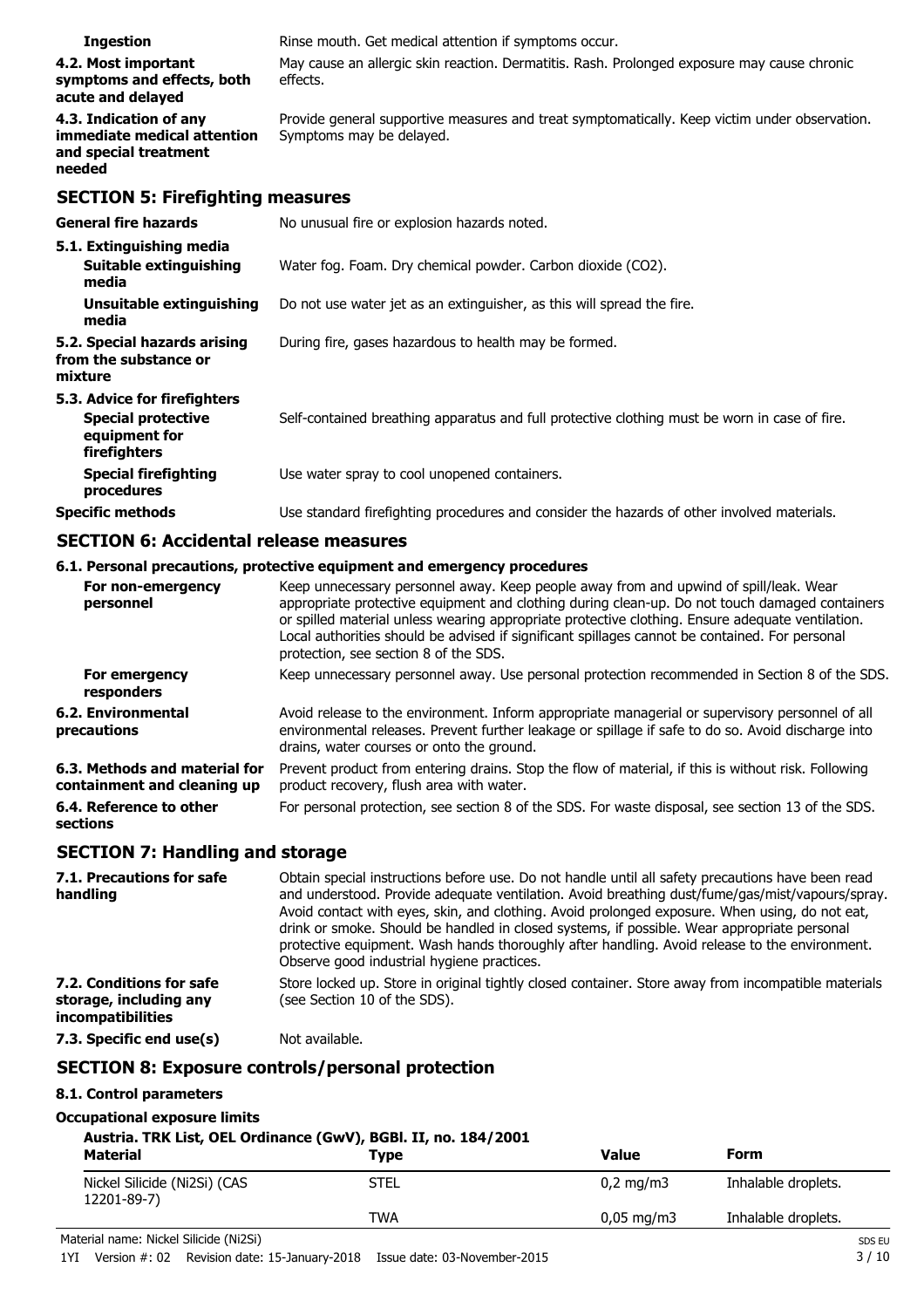**Ingestion** Rinse mouth. Get medical attention if symptoms occur.

**4.2. Most important symptoms and effects, both acute and delayed** May cause an allergic skin reaction. Dermatitis. Rash. Prolonged exposure may cause chronic effects.

**4.3. Indication of any immediate medical attention and special treatment needed** Provide general supportive measures and treat symptomatically. Keep victim under observation. Symptoms may be delayed.

## SECTION 5: Firefighting measures

**General fire hazards** No unusual fire or explosion hazards noted.

**5.1. Extinguishing media**

**Suitable extinguishing media** Water fog. Foam. Dry chemical powder. Carbon dioxide ($CO_2$).

**Unsuitable extinguishing media** Do not use water jet as an extinguisher, as this will spread the fire.

**5.2. Special hazards arising from the substance or mixture** During fire, gases hazardous to health may be formed.

**5.3. Advice for firefighters**

**Special protective equipment for firefighters** Self-contained breathing apparatus and full protective clothing must be worn in case of fire.

**Special firefighting procedures** Use water spray to cool unopened containers.

**Specific methods** Use standard firefighting procedures and consider the hazards of other involved materials.

## SECTION 6: Accidental release measures

**6.1. Personal precautions, protective equipment and emergency procedures**

**For non-emergency personnel** Keep unnecessary personnel away. Keep people away from and upwind of spill/leak. Wear appropriate protective equipment and clothing during clean-up. Do not touch damaged containers or spilled material unless wearing appropriate protective clothing. Ensure adequate ventilation. Local authorities should be advised if significant spillages cannot be contained. For personal protection, see section 8 of the SDS.

**For emergency responders** Keep unnecessary personnel away. Use personal protection recommended in Section 8 of the SDS.

**6.2. Environmental precautions** Avoid release to the environment. Inform appropriate managerial or supervisory personnel of all environmental releases. Prevent further leakage or spillage if safe to do so. Avoid discharge into drains, water courses or onto the ground.

**6.3. Methods and material for containment and cleaning up** Prevent product from entering drains. Stop the flow of material, if this is without risk. Following product recovery, flush area with water.

**6.4. Reference to other sections** For personal protection, see section 8 of the SDS. For waste disposal, see section 13 of the SDS.

## SECTION 7: Handling and storage

**7.1. Precautions for safe handling** Obtain special instructions before use. Do not handle until all safety precautions have been read and understood. Provide adequate ventilation. Avoid breathing dust/fume/gas/mist/vapours/spray. Avoid contact with eyes, skin, and clothing. Avoid prolonged exposure. When using, do not eat, drink or smoke. Should be handled in closed systems, if possible. Wear appropriate personal protective equipment. Wash hands thoroughly after handling. Avoid release to the environment. Observe good industrial hygiene practices.

**7.2. Conditions for safe storage, including any incompatibilities** Store locked up. Store in original tightly closed container. Store away from incompatible materials (see Section 10 of the SDS).

**7.3. Specific end use(s)** Not available.

## SECTION 8: Exposure controls/personal protection

**8.1. Control parameters**

**Occupational exposure limits**

**Austria. TRK List, OEL Ordinance (GwV), BGBl. II, no. 184/2001**

| Material | Type | Value | Form |
|---|---|---|---|
| Nickel Silicide (Ni2Si) (CAS 12201-89-7) | STEL | 0,2 mg/m3 | Inhalable droplets. |
| | TWA | 0,05 mg/m3 | Inhalable droplets. |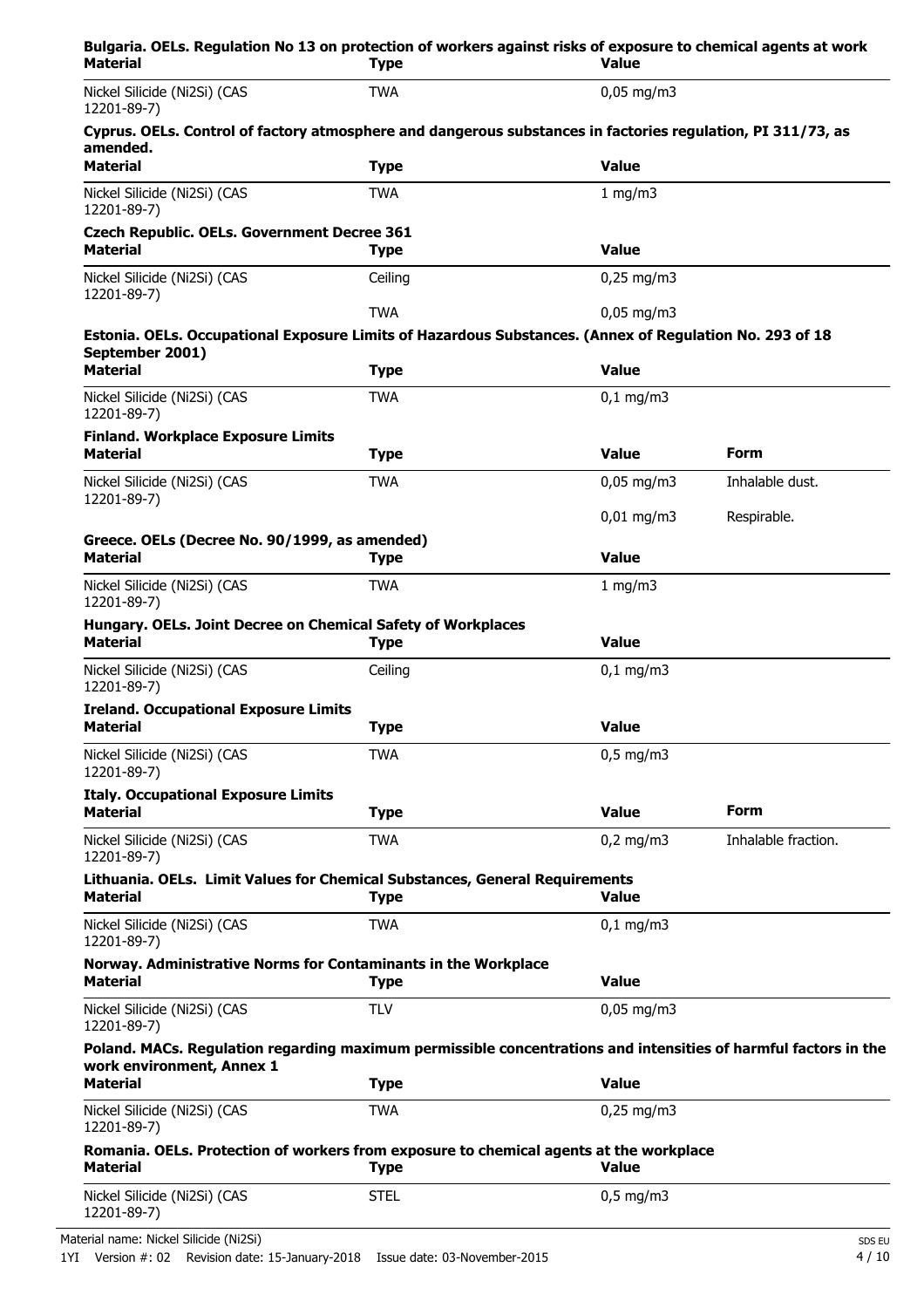**Bulgaria. OELs. Regulation No 13 on protection of workers against risks of exposure to chemical agents at work**

| Material | Type | Value |
|---|---|---|
| Nickel Silicide (Ni2Si) (CAS 12201-89-7) | TWA | 0,05 mg/m3 |

**Cyprus. OELs. Control of factory atmosphere and dangerous substances in factories regulation, PI 311/73, as amended.**

| Material | Type | Value |
|---|---|---|
| Nickel Silicide (Ni2Si) (CAS 12201-89-7) | TWA | 1 mg/m3 |

**Czech Republic. OELs. Government Decree 361**

| Material | Type | Value |
|---|---|---|
| Nickel Silicide (Ni2Si) (CAS 12201-89-7) | Ceiling | 0,25 mg/m3 |
| | TWA | 0,05 mg/m3 |

**Estonia. OELs. Occupational Exposure Limits of Hazardous Substances. (Annex of Regulation No. 293 of 18 September 2001)**

| Material | Type | Value |
|---|---|---|
| Nickel Silicide (Ni2Si) (CAS 12201-89-7) | TWA | 0,1 mg/m3 |

**Finland. Workplace Exposure Limits**

| Material | Type | Value | Form |
|---|---|---|---|
| Nickel Silicide (Ni2Si) (CAS 12201-89-7) | TWA | 0,05 mg/m3 | Inhalable dust. |
| | | 0,01 mg/m3 | Respirable. |

**Greece. OELs (Decree No. 90/1999, as amended)**

| Material | Type | Value |
|---|---|---|
| Nickel Silicide (Ni2Si) (CAS 12201-89-7) | TWA | 1 mg/m3 |

**Hungary. OELs. Joint Decree on Chemical Safety of Workplaces**

| Material | Type | Value |
|---|---|---|
| Nickel Silicide (Ni2Si) (CAS 12201-89-7) | Ceiling | 0,1 mg/m3 |

**Ireland. Occupational Exposure Limits**

| Material | Type | Value |
|---|---|---|
| Nickel Silicide (Ni2Si) (CAS 12201-89-7) | TWA | 0,5 mg/m3 |

**Italy. Occupational Exposure Limits**

| Material | Type | Value | Form |
|---|---|---|---|
| Nickel Silicide (Ni2Si) (CAS 12201-89-7) | TWA | 0,2 mg/m3 | Inhalable fraction. |

**Lithuania. OELs. Limit Values for Chemical Substances, General Requirements**

| Material | Type | Value |
|---|---|---|
| Nickel Silicide (Ni2Si) (CAS 12201-89-7) | TWA | 0,1 mg/m3 |

**Norway. Administrative Norms for Contaminants in the Workplace**

| Material | Type | Value |
|---|---|---|
| Nickel Silicide (Ni2Si) (CAS 12201-89-7) | TLV | 0,05 mg/m3 |

**Poland. MACs. Regulation regarding maximum permissible concentrations and intensities of harmful factors in the work environment, Annex 1**

| Material | Type | Value |
|---|---|---|
| Nickel Silicide (Ni2Si) (CAS 12201-89-7) | TWA | 0,25 mg/m3 |

**Romania. OELs. Protection of workers from exposure to chemical agents at the workplace**

| Material | Type | Value |
|---|---|---|
| Nickel Silicide (Ni2Si) (CAS 12201-89-7) | STEL | 0,5 mg/m3 |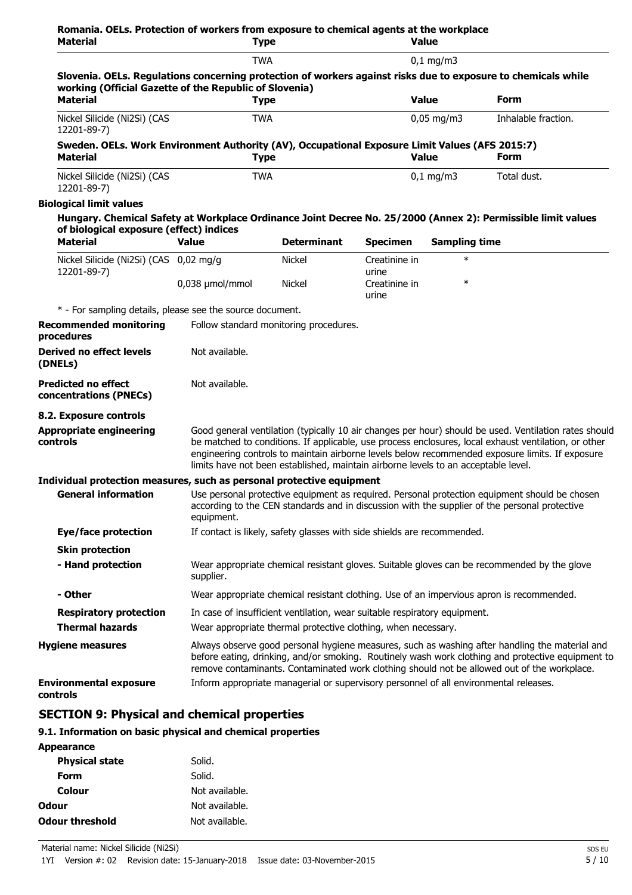**Romania. OELs. Protection of workers from exposure to chemical agents at the workplace**

| Material | Type | Value |
|---|---|---|
| | TWA | 0,1 mg/m3 |

**Slovenia. OELs. Regulations concerning protection of workers against risks due to exposure to chemicals while working (Official Gazette of the Republic of Slovenia)**

| Material | Type | Value | Form |
|---|---|---|---|
| Nickel Silicide (Ni2Si) (CAS 12201-89-7) | TWA | 0,05 mg/m3 | Inhalable fraction. |

**Sweden. OELs. Work Environment Authority (AV), Occupational Exposure Limit Values (AFS 2015:7)**

| Material | Type | Value | Form |
|---|---|---|---|
| Nickel Silicide (Ni2Si) (CAS 12201-89-7) | TWA | 0,1 mg/m3 | Total dust. |

**Biological limit values**

**Hungary. Chemical Safety at Workplace Ordinance Joint Decree No. 25/2000 (Annex 2): Permissible limit values of biological exposure (effect) indices**

| Material | Value | Determinant | Specimen | Sampling time |
|---|---|---|---|---|
| Nickel Silicide (Ni2Si) (CAS 12201-89-7) | 0,02 mg/g | Nickel | Creatinine in urine | * |
| | 0,038 µmol/mmol | Nickel | Creatinine in urine | * |

\* - For sampling details, please see the source document.

**Recommended monitoring procedures** Follow standard monitoring procedures.

**Derived no effect levels (DNELs)** Not available.

**Predicted no effect concentrations (PNECs)** Not available.

**8.2. Exposure controls**

**Appropriate engineering controls** Good general ventilation (typically 10 air changes per hour) should be used. Ventilation rates should be matched to conditions. If applicable, use process enclosures, local exhaust ventilation, or other engineering controls to maintain airborne levels below recommended exposure limits. If exposure limits have not been established, maintain airborne levels to an acceptable level.

**Individual protection measures, such as personal protective equipment**

**General information** Use personal protective equipment as required. Personal protection equipment should be chosen according to the CEN standards and in discussion with the supplier of the personal protective equipment.

**Eye/face protection** If contact is likely, safety glasses with side shields are recommended.

**Skin protection**

**- Hand protection** Wear appropriate chemical resistant gloves. Suitable gloves can be recommended by the glove supplier.

**- Other** Wear appropriate chemical resistant clothing. Use of an impervious apron is recommended.

**Respiratory protection** In case of insufficient ventilation, wear suitable respiratory equipment.

**Thermal hazards** Wear appropriate thermal protective clothing, when necessary.

**Hygiene measures** Always observe good personal hygiene measures, such as washing after handling the material and before eating, drinking, and/or smoking. Routinely wash work clothing and protective equipment to remove contaminants. Contaminated work clothing should not be allowed out of the workplace.

**Environmental exposure controls** Inform appropriate managerial or supervisory personnel of all environmental releases.

## SECTION 9: Physical and chemical properties

**9.1. Information on basic physical and chemical properties**

**Appearance**

**Physical state** Solid.

**Form** Solid.

**Colour** Not available.

**Odour** Not available.

**Odour threshold** Not available.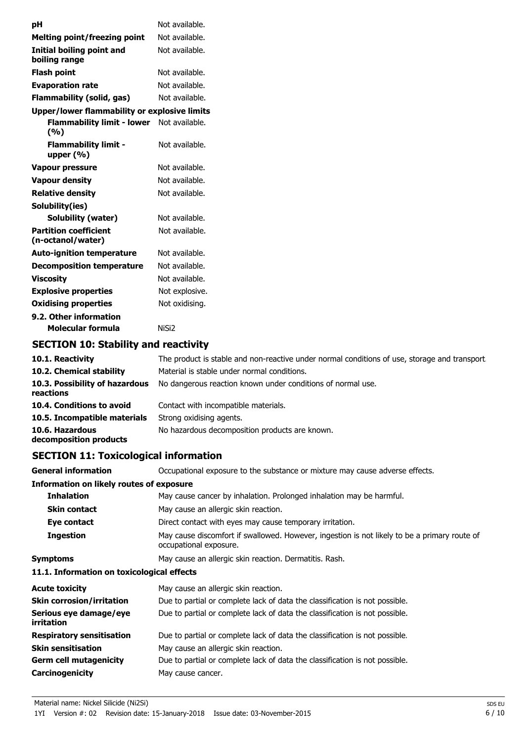| | |
|---|---|
| **pH** | Not available. |
| **Melting point/freezing point** | Not available. |
| **Initial boiling point and boiling range** | Not available. |
| **Flash point** | Not available. |
| **Evaporation rate** | Not available. |
| **Flammability (solid, gas)** | Not available. |
| **Upper/lower flammability or explosive limits** | |
| **Flammability limit - lower (%)** | Not available. |
| **Flammability limit - upper (%)** | Not available. |
| **Vapour pressure** | Not available. |
| **Vapour density** | Not available. |
| **Relative density** | Not available. |
| **Solubility(ies)** | |
| **Solubility (water)** | Not available. |
| **Partition coefficient (n-octanol/water)** | Not available. |
| **Auto-ignition temperature** | Not available. |
| **Decomposition temperature** | Not available. |
| **Viscosity** | Not available. |
| **Explosive properties** | Not explosive. |
| **Oxidising properties** | Not oxidising. |
| **9.2. Other information** | |
| **Molecular formula** | $NiSi_2$ |

## SECTION 10: Stability and reactivity

| | |
|---|---|
| **10.1. Reactivity** | The product is stable and non-reactive under normal conditions of use, storage and transport. |
| **10.2. Chemical stability** | Material is stable under normal conditions. |
| **10.3. Possibility of hazardous reactions** | No dangerous reaction known under conditions of normal use. |
| **10.4. Conditions to avoid** | Contact with incompatible materials. |
| **10.5. Incompatible materials** | Strong oxidising agents. |
| **10.6. Hazardous decomposition products** | No hazardous decomposition products are known. |

## SECTION 11: Toxicological information

| | |
|---|---|
| **General information** | Occupational exposure to the substance or mixture may cause adverse effects. |
| **Information on likely routes of exposure** | |
| **Inhalation** | May cause cancer by inhalation. Prolonged inhalation may be harmful. |
| **Skin contact** | May cause an allergic skin reaction. |
| **Eye contact** | Direct contact with eyes may cause temporary irritation. |
| **Ingestion** | May cause discomfort if swallowed. However, ingestion is not likely to be a primary route of occupational exposure. |
| **Symptoms** | May cause an allergic skin reaction. Dermatitis. Rash. |
| **11.1. Information on toxicological effects** | |
| **Acute toxicity** | May cause an allergic skin reaction. |
| **Skin corrosion/irritation** | Due to partial or complete lack of data the classification is not possible. |
| **Serious eye damage/eye irritation** | Due to partial or complete lack of data the classification is not possible. |
| **Respiratory sensitisation** | Due to partial or complete lack of data the classification is not possible. |
| **Skin sensitisation** | May cause an allergic skin reaction. |
| **Germ cell mutagenicity** | Due to partial or complete lack of data the classification is not possible. |
| **Carcinogenicity** | May cause cancer. |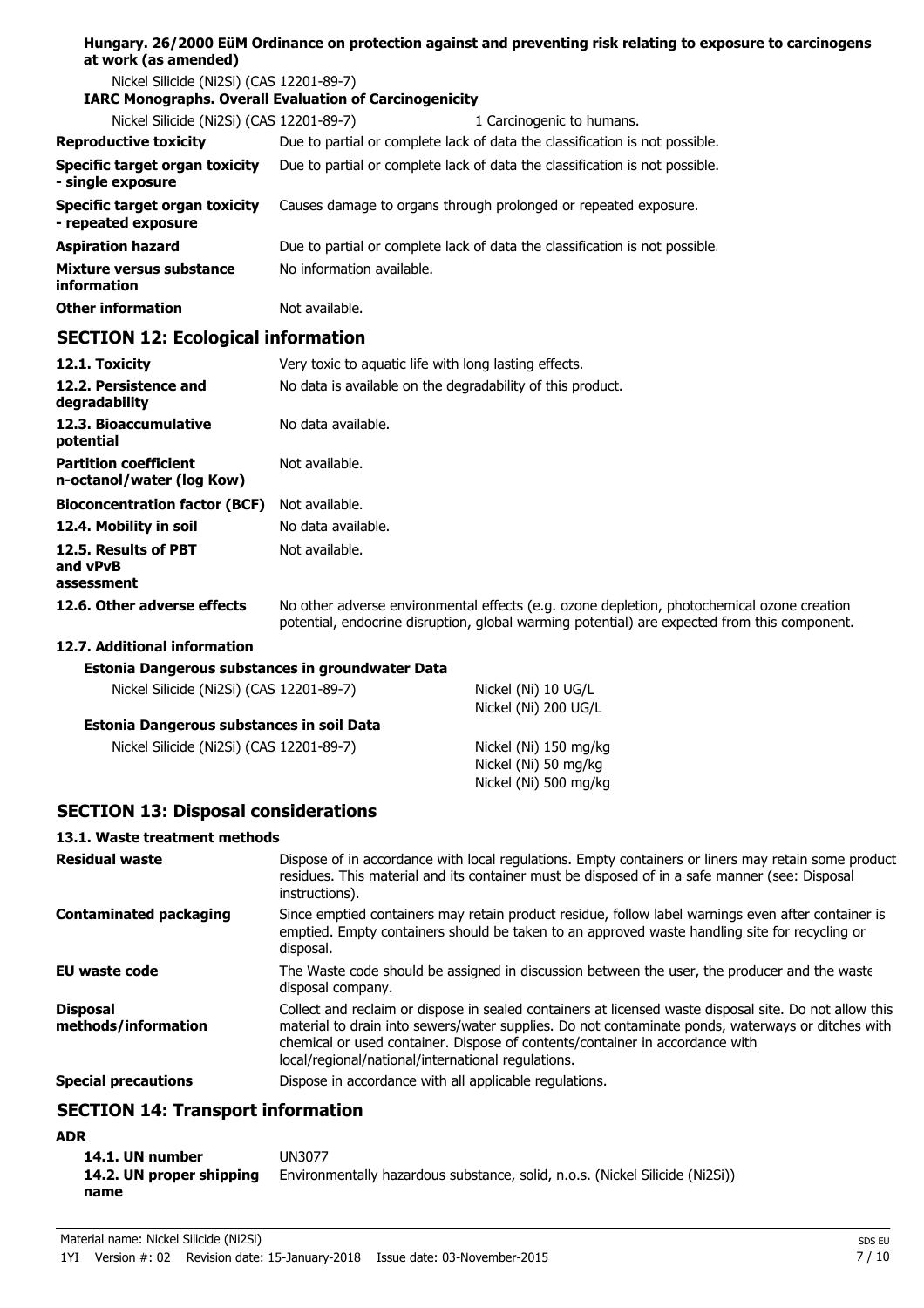**Hungary. 26/2000 EüM Ordinance on protection against and preventing risk relating to exposure to carcinogens at work (as amended)**

Nickel Silicide (Ni2Si) (CAS 12201-89-7)

**IARC Monographs. Overall Evaluation of Carcinogenicity**

| | |
|---|---|
| Nickel Silicide (Ni2Si) (CAS 12201-89-7) | 1 Carcinogenic to humans. |

| | |
|---|---|
| **Reproductive toxicity** | Due to partial or complete lack of data the classification is not possible. |
| **Specific target organ toxicity - single exposure** | Due to partial or complete lack of data the classification is not possible. |
| **Specific target organ toxicity - repeated exposure** | Causes damage to organs through prolonged or repeated exposure. |
| **Aspiration hazard** | Due to partial or complete lack of data the classification is not possible. |
| **Mixture versus substance information** | No information available. |
| **Other information** | Not available. |

## SECTION 12: Ecological information

| | |
|---|---|
| **12.1. Toxicity** | Very toxic to aquatic life with long lasting effects. |
| **12.2. Persistence and degradability** | No data is available on the degradability of this product. |
| **12.3. Bioaccumulative potential** | No data available. |
| **Partition coefficient n-octanol/water (log Kow)** | Not available. |
| **Bioconcentration factor (BCF)** | Not available. |
| **12.4. Mobility in soil** | No data available. |
| **12.5. Results of PBT and vPvB assessment** | Not available. |
| **12.6. Other adverse effects** | No other adverse environmental effects (e.g. ozone depletion, photochemical ozone creation potential, endocrine disruption, global warming potential) are expected from this component. |

**12.7. Additional information**

**Estonia Dangerous substances in groundwater Data**

| | |
|---|---|
| Nickel Silicide (Ni2Si) (CAS 12201-89-7) | Nickel (Ni) 10 UG/L<br>Nickel (Ni) 200 UG/L |

**Estonia Dangerous substances in soil Data**

| | |
|---|---|
| Nickel Silicide (Ni2Si) (CAS 12201-89-7) | Nickel (Ni) 150 mg/kg<br>Nickel (Ni) 50 mg/kg<br>Nickel (Ni) 500 mg/kg |

## SECTION 13: Disposal considerations

**13.1. Waste treatment methods**

| | |
|---|---|
| **Residual waste** | Dispose of in accordance with local regulations. Empty containers or liners may retain some product residues. This material and its container must be disposed of in a safe manner (see: Disposal instructions). |
| **Contaminated packaging** | Since emptied containers may retain product residue, follow label warnings even after container is emptied. Empty containers should be taken to an approved waste handling site for recycling or disposal. |
| **EU waste code** | The Waste code should be assigned in discussion between the user, the producer and the waste disposal company. |
| **Disposal methods/information** | Collect and reclaim or dispose in sealed containers at licensed waste disposal site. Do not allow this material to drain into sewers/water supplies. Do not contaminate ponds, waterways or ditches with chemical or used container. Dispose of contents/container in accordance with local/regional/national/international regulations. |
| **Special precautions** | Dispose in accordance with all applicable regulations. |

## SECTION 14: Transport information

**ADR**

| | |
|---|---|
| **14.1. UN number** | UN3077 |
| **14.2. UN proper shipping name** | Environmentally hazardous substance, solid, n.o.s. (Nickel Silicide (Ni2Si)) |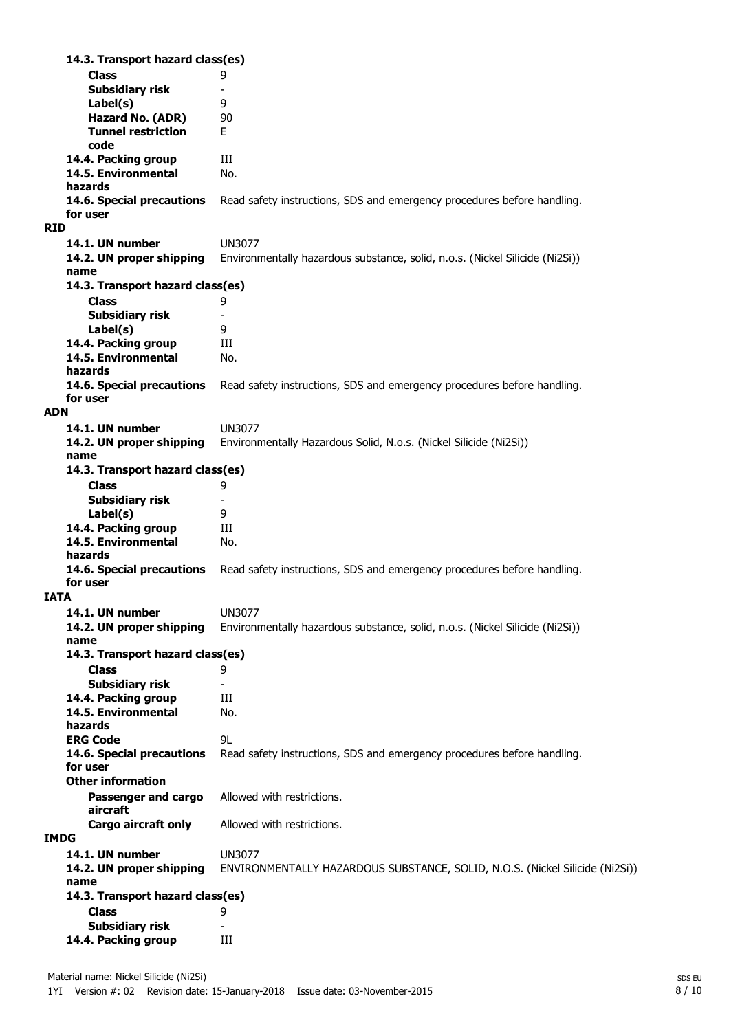**14.3. Transport hazard class(es)**

**Class** 9

**Subsidiary risk** -

**Label(s)** 9

**Hazard No. (ADR)** 90

**Tunnel restriction code** E

**14.4. Packing group** III

**14.5. Environmental hazards** No.

**14.6. Special precautions for user** Read safety instructions, SDS and emergency procedures before handling.

**RID**

**14.1. UN number** UN3077

**14.2. UN proper shipping name** Environmentally hazardous substance, solid, n.o.s. (Nickel Silicide (Ni2Si))

**14.3. Transport hazard class(es)**

**Class** 9

**Subsidiary risk** -

**Label(s)** 9

**14.4. Packing group** III

**14.5. Environmental hazards** No.

**14.6. Special precautions for user** Read safety instructions, SDS and emergency procedures before handling.

**ADN**

**14.1. UN number** UN3077

**14.2. UN proper shipping name** Environmentally Hazardous Solid, N.o.s. (Nickel Silicide (Ni2Si))

**14.3. Transport hazard class(es)**

**Class** 9

**Subsidiary risk** -

**Label(s)** 9

**14.4. Packing group** III

**14.5. Environmental hazards** No.

**14.6. Special precautions for user** Read safety instructions, SDS and emergency procedures before handling.

**IATA**

**14.1. UN number** UN3077

**14.2. UN proper shipping name** Environmentally hazardous substance, solid, n.o.s. (Nickel Silicide (Ni2Si))

**14.3. Transport hazard class(es)**

**Class** 9

**Subsidiary risk** -

**14.4. Packing group** III

**14.5. Environmental hazards** No.

**ERG Code** 9L

**14.6. Special precautions for user** Read safety instructions, SDS and emergency procedures before handling.

**Other information**

**Passenger and cargo aircraft** Allowed with restrictions.

**Cargo aircraft only** Allowed with restrictions.

**IMDG**

**14.1. UN number** UN3077

**14.2. UN proper shipping name** ENVIRONMENTALLY HAZARDOUS SUBSTANCE, SOLID, N.O.S. (Nickel Silicide (Ni2Si))

**14.3. Transport hazard class(es)**

**Class** 9

**Subsidiary risk** -

**14.4. Packing group** III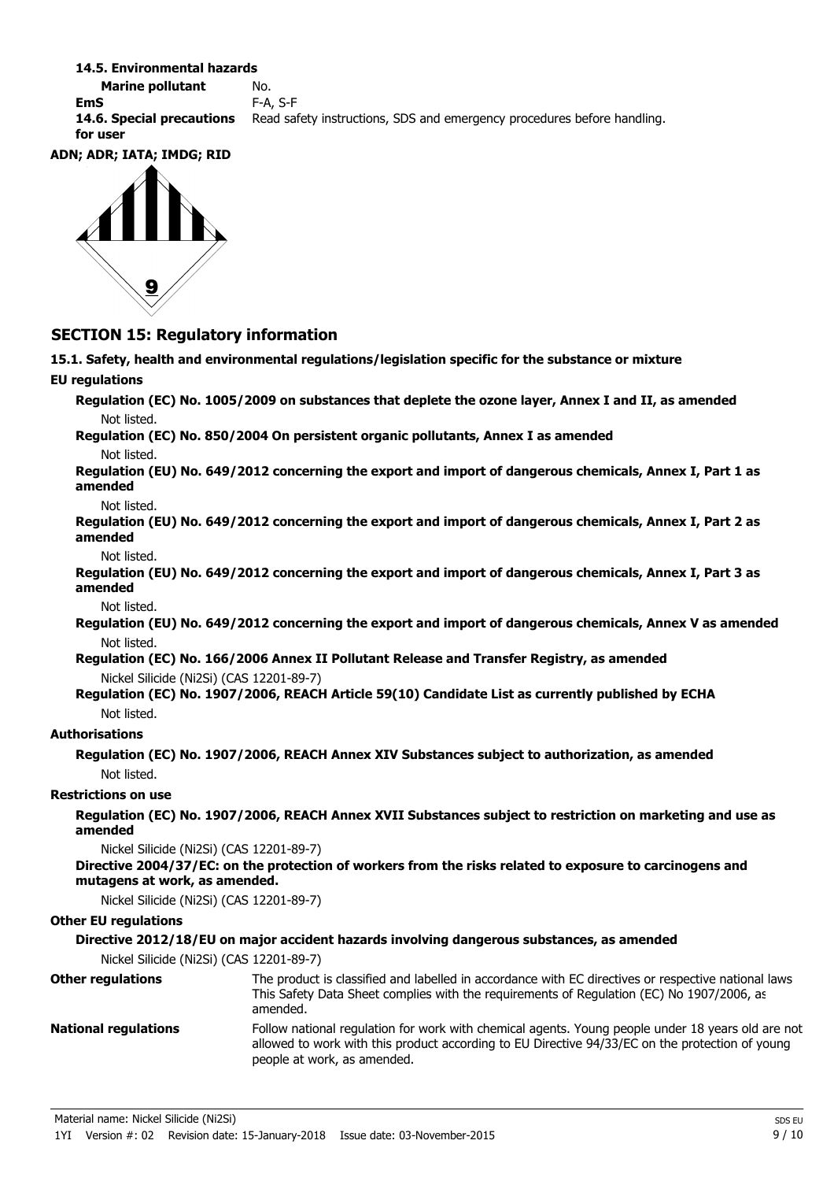**14.5. Environmental hazards**

**Marine pollutant** No.

**EmS** F-A, S-F

**14.6. Special precautions for user** Read safety instructions, SDS and emergency procedures before handling.

**ADN; ADR; IATA; IMDG; RID**

## SECTION 15: Regulatory information

**15.1. Safety, health and environmental regulations/legislation specific for the substance or mixture**

**EU regulations**

**Regulation (EC) No. 1005/2009 on substances that deplete the ozone layer, Annex I and II, as amended**

Not listed.

**Regulation (EC) No. 850/2004 On persistent organic pollutants, Annex I as amended**

Not listed.

**Regulation (EU) No. 649/2012 concerning the export and import of dangerous chemicals, Annex I, Part 1 as amended**

Not listed.

**Regulation (EU) No. 649/2012 concerning the export and import of dangerous chemicals, Annex I, Part 2 as amended**

Not listed.

**Regulation (EU) No. 649/2012 concerning the export and import of dangerous chemicals, Annex I, Part 3 as amended**

Not listed.

**Regulation (EU) No. 649/2012 concerning the export and import of dangerous chemicals, Annex V as amended**

Not listed.

**Regulation (EC) No. 166/2006 Annex II Pollutant Release and Transfer Registry, as amended**

Nickel Silicide (Ni2Si) (CAS 12201-89-7)

**Regulation (EC) No. 1907/2006, REACH Article 59(10) Candidate List as currently published by ECHA**

Not listed.

**Authorisations**

**Regulation (EC) No. 1907/2006, REACH Annex XIV Substances subject to authorization, as amended**

Not listed.

**Restrictions on use**

**Regulation (EC) No. 1907/2006, REACH Annex XVII Substances subject to restriction on marketing and use as amended**

Nickel Silicide (Ni2Si) (CAS 12201-89-7)

**Directive 2004/37/EC: on the protection of workers from the risks related to exposure to carcinogens and mutagens at work, as amended.**

Nickel Silicide (Ni2Si) (CAS 12201-89-7)

**Other EU regulations**

**Directive 2012/18/EU on major accident hazards involving dangerous substances, as amended**

Nickel Silicide (Ni2Si) (CAS 12201-89-7)

**Other regulations** The product is classified and labelled in accordance with EC directives or respective national laws. This Safety Data Sheet complies with the requirements of Regulation (EC) No 1907/2006, as amended.

**National regulations** Follow national regulation for work with chemical agents. Young people under 18 years old are not allowed to work with this product according to EU Directive 94/33/EC on the protection of young people at work, as amended.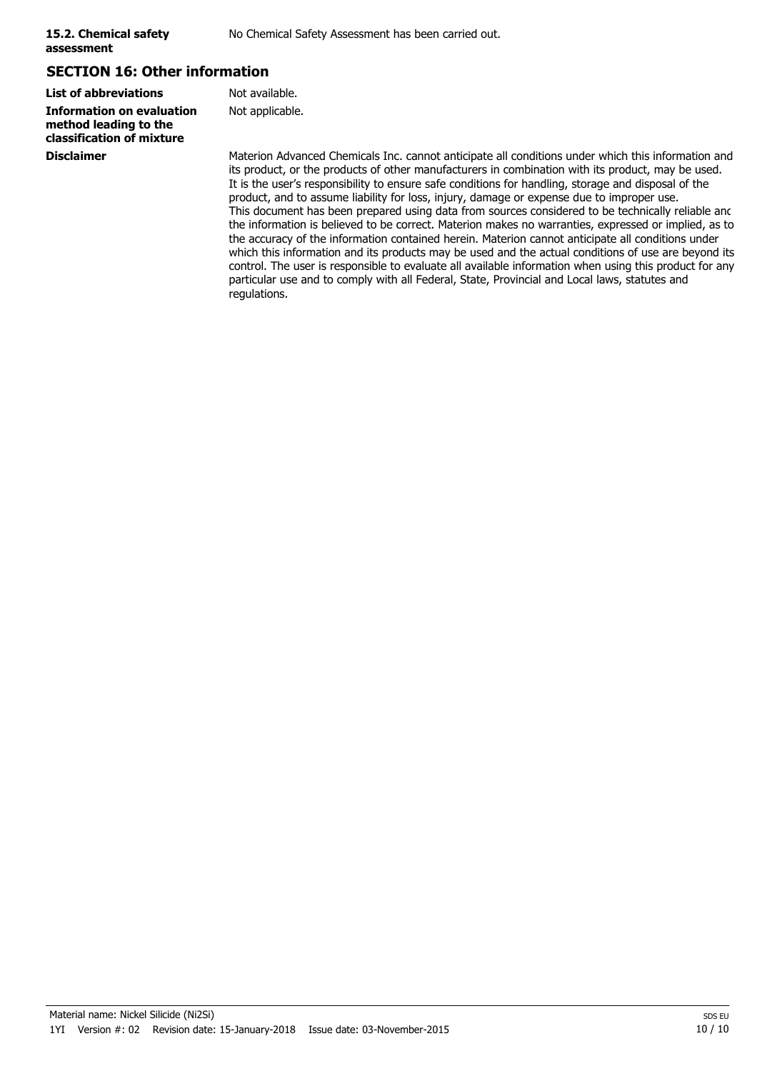**15.2. Chemical safety assessment** No Chemical Safety Assessment has been carried out.

## SECTION 16: Other information

| | |
|---|---|
| **List of abbreviations** | Not available. |
| **Information on evaluation method leading to the classification of mixture** | Not applicable. |
| **Disclaimer** | Materion Advanced Chemicals Inc. cannot anticipate all conditions under which this information and its product, or the products of other manufacturers in combination with its product, may be used. It is the user's responsibility to ensure safe conditions for handling, storage and disposal of the product, and to assume liability for loss, injury, damage or expense due to improper use. This document has been prepared using data from sources considered to be technically reliable and the information is believed to be correct. Materion makes no warranties, expressed or implied, as to the accuracy of the information contained herein. Materion cannot anticipate all conditions under which this information and its products may be used and the actual conditions of use are beyond its control. The user is responsible to evaluate all available information when using this product for any particular use and to comply with all Federal, State, Provincial and Local laws, statutes and regulations. |